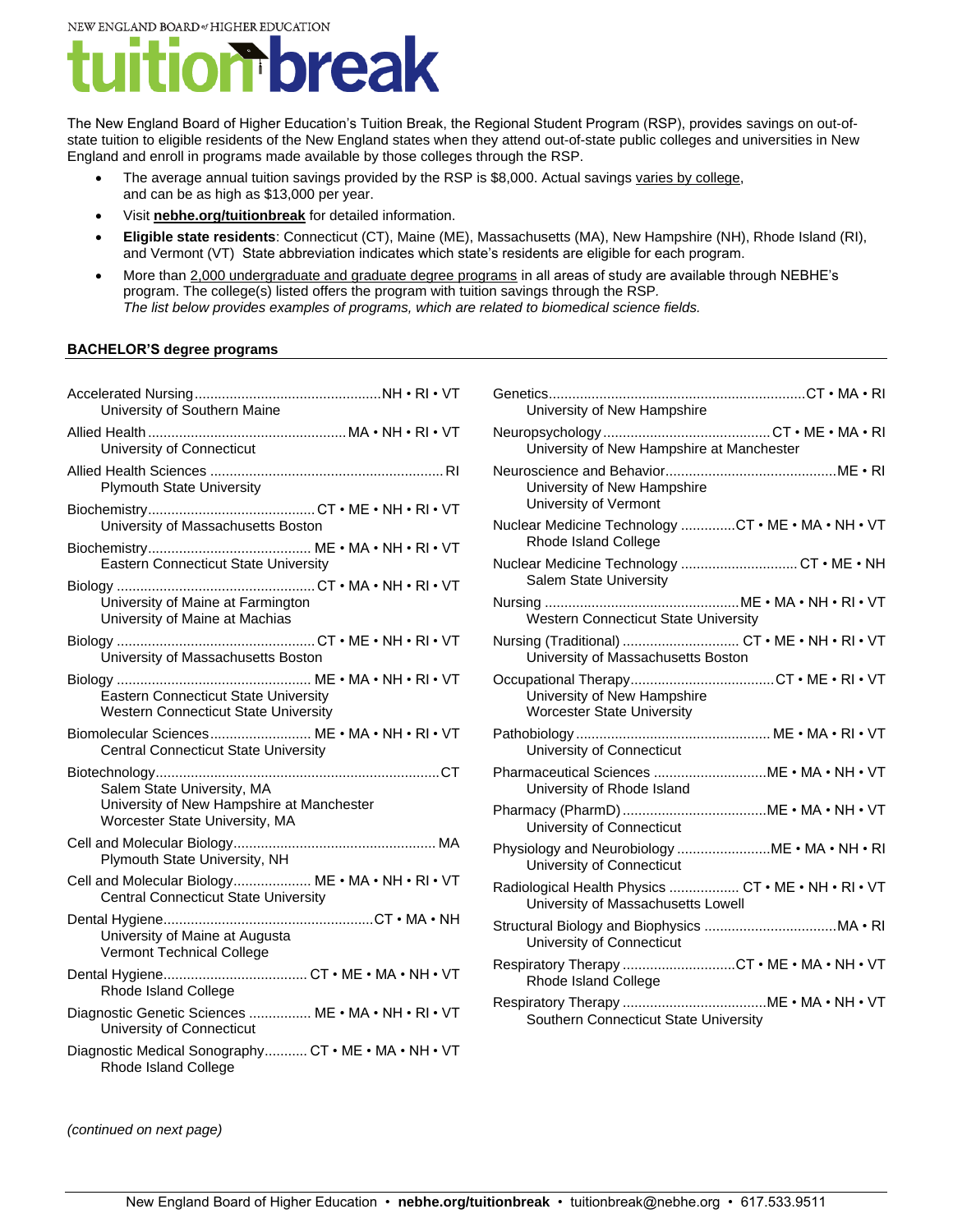NEW ENGLAND BOARD of HIGHER EDUCATION

# tuition break

The New England Board of Higher Education's Tuition Break, the Regional Student Program (RSP), provides savings on out-of-state tuition to eligible residents of the New England states when they attend out-of-state public colleges and universities in New England and enroll in programs made available by those colleges through the RSP.

- The average annual tuition savings provided by the RSP is $8,000. Actual savings varies by college, and can be as high as $13,000 per year.
- Visit **nebhe.org/tuitionbreak** for detailed information.
- **Eligible state residents**: Connecticut (CT), Maine (ME), Massachusetts (MA), New Hampshire (NH), Rhode Island (RI), and Vermont (VT) State abbreviation indicates which state's residents are eligible for each program.
- More than 2,000 undergraduate and graduate degree programs in all areas of study are available through NEBHE's program. The college(s) listed offers the program with tuition savings through the RSP. *The list below provides examples of programs, which are related to biomedical science fields.*

**BACHELOR'S degree programs**

Accelerated Nursing .......... NH • RI • VT
University of Southern Maine

Allied Health .......... MA • NH • RI • VT
University of Connecticut

Allied Health Sciences .......... RI
Plymouth State University

Biochemistry .......... CT • ME • NH • RI • VT
University of Massachusetts Boston

Biochemistry .......... ME • MA • NH • RI • VT
Eastern Connecticut State University

Biology .......... CT • MA • NH • RI • VT
University of Maine at Farmington
University of Maine at Machias

Biology .......... CT • ME • NH • RI • VT
University of Massachusetts Boston

Biology .......... ME • MA • NH • RI • VT
Eastern Connecticut State University
Western Connecticut State University

Biomolecular Sciences .......... ME • MA • NH • RI • VT
Central Connecticut State University

Biotechnology .......... CT
Salem State University, MA
University of New Hampshire at Manchester
Worcester State University, MA

Cell and Molecular Biology .......... MA
Plymouth State University, NH

Cell and Molecular Biology .......... ME • MA • NH • RI • VT
Central Connecticut State University

Dental Hygiene .......... CT • MA • NH
University of Maine at Augusta
Vermont Technical College

Dental Hygiene .......... CT • ME • MA • NH • VT
Rhode Island College

Diagnostic Genetic Sciences .......... ME • MA • NH • RI • VT
University of Connecticut

Diagnostic Medical Sonography .......... CT • ME • MA • NH • VT
Rhode Island College

Genetics .......... CT • MA • RI
University of New Hampshire

Neuropsychology .......... CT • ME • MA • RI
University of New Hampshire at Manchester

Neuroscience and Behavior .......... ME • RI
University of New Hampshire
University of Vermont

Nuclear Medicine Technology .......... CT • ME • MA • NH • VT
Rhode Island College

Nuclear Medicine Technology .......... CT • ME • NH
Salem State University

Nursing .......... ME • MA • NH • RI • VT
Western Connecticut State University

Nursing (Traditional) .......... CT • ME • NH • RI • VT
University of Massachusetts Boston

Occupational Therapy .......... CT • ME • RI • VT
University of New Hampshire
Worcester State University

Pathobiology .......... ME • MA • RI • VT
University of Connecticut

Pharmaceutical Sciences .......... ME • MA • NH • VT
University of Rhode Island

Pharmacy (PharmD) .......... ME • MA • NH • VT
University of Connecticut

Physiology and Neurobiology .......... ME • MA • NH • RI
University of Connecticut

Radiological Health Physics .......... CT • ME • NH • RI • VT
University of Massachusetts Lowell

Structural Biology and Biophysics .......... MA • RI
University of Connecticut

Respiratory Therapy .......... CT • ME • MA • NH • VT
Rhode Island College

Respiratory Therapy .......... ME • MA • NH • VT
Southern Connecticut State University

*(continued on next page)*

New England Board of Higher Education • **nebhe.org/tuitionbreak** • tuitionbreak@nebhe.org • 617.533.9511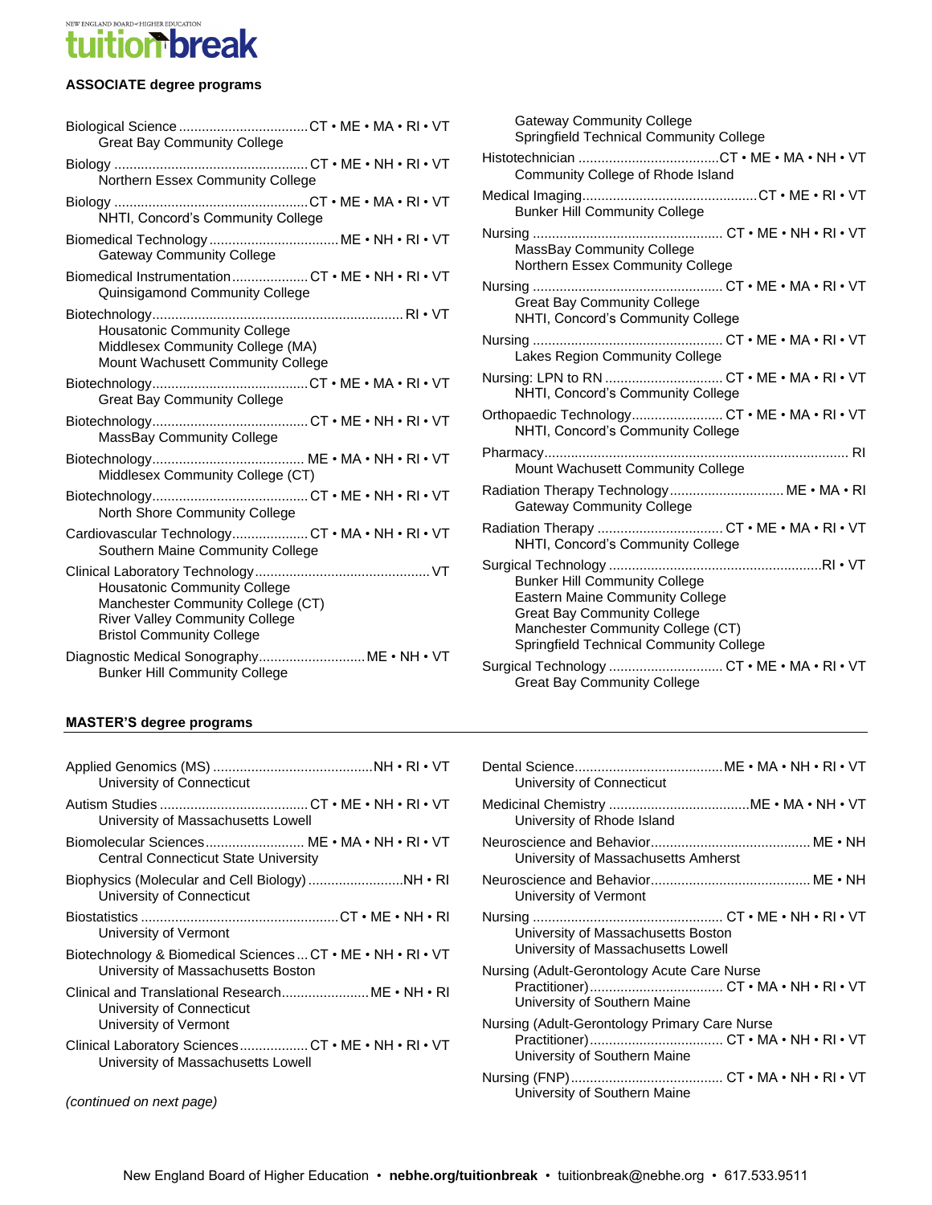## ASSOCIATE degree programs

Biological Science .................................. CT • ME • MA • RI • VT
Great Bay Community College

Biology .................................................. CT • ME • NH • RI • VT
Northern Essex Community College

Biology .................................................. CT • ME • MA • RI • VT
NHTI, Concord's Community College

Biomedical Technology .................................. ME • NH • RI • VT
Gateway Community College

Biomedical Instrumentation .................... CT • ME • NH • RI • VT
Quinsigamond Community College

Biotechnology .................................................................. RI • VT
Housatonic Community College
Middlesex Community College (MA)
Mount Wachusett Community College

Biotechnology ......................................... CT • ME • MA • RI • VT
Great Bay Community College

Biotechnology ......................................... CT • ME • NH • RI • VT
MassBay Community College

Biotechnology ........................................ ME • MA • NH • RI • VT
Middlesex Community College (CT)

Biotechnology ......................................... CT • ME • NH • RI • VT
North Shore Community College

Cardiovascular Technology .................... CT • MA • NH • RI • VT
Southern Maine Community College

Clinical Laboratory Technology ............................................. VT
Housatonic Community College
Manchester Community College (CT)
River Valley Community College
Bristol Community College

Diagnostic Medical Sonography ............................ ME • NH • VT
Bunker Hill Community College
Gateway Community College
Springfield Technical Community College

Histotechnician ..................................... CT • ME • MA • NH • VT
Community College of Rhode Island

Medical Imaging .............................................. CT • ME • RI • VT
Bunker Hill Community College

Nursing .................................................. CT • ME • NH • RI • VT
MassBay Community College
Northern Essex Community College

Nursing .................................................. CT • ME • MA • RI • VT
Great Bay Community College
NHTI, Concord's Community College

Nursing .................................................. CT • ME • MA • RI • VT
Lakes Region Community College

Nursing: LPN to RN ............................... CT • ME • MA • RI • VT
NHTI, Concord's Community College

Orthopaedic Technology ........................ CT • ME • MA • RI • VT
NHTI, Concord's Community College

Pharmacy ................................................................................ RI
Mount Wachusett Community College

Radiation Therapy Technology .............................. ME • MA • RI
Gateway Community College

Radiation Therapy ................................. CT • ME • MA • RI • VT
NHTI, Concord's Community College

Surgical Technology ........................................................ RI • VT
Bunker Hill Community College
Eastern Maine Community College
Great Bay Community College
Manchester Community College (CT)
Springfield Technical Community College

Surgical Technology .............................. CT • ME • MA • RI • VT
Great Bay Community College

## MASTER'S degree programs

Applied Genomics (MS) .......................................... NH • RI • VT
University of Connecticut

Autism Studies ....................................... CT • ME • NH • RI • VT
University of Massachusetts Lowell

Biomolecular Sciences .......................... ME • MA • NH • RI • VT
Central Connecticut State University

Biophysics (Molecular and Cell Biology) ......................... NH • RI
University of Connecticut

Biostatistics .................................................... CT • ME • NH • RI
University of Vermont

Biotechnology & Biomedical Sciences ... CT • ME • NH • RI • VT
University of Massachusetts Boston

Clinical and Translational Research ....................... ME • NH • RI
University of Connecticut
University of Vermont

Clinical Laboratory Sciences .................. CT • ME • NH • RI • VT
University of Massachusetts Lowell

*(continued on next page)*

Dental Science ....................................... ME • MA • NH • RI • VT
University of Connecticut

Medicinal Chemistry ..................................... ME • MA • NH • VT
University of Rhode Island

Neuroscience and Behavior .......................................... ME • NH
University of Massachusetts Amherst

Neuroscience and Behavior .......................................... ME • NH
University of Vermont

Nursing .................................................. CT • ME • NH • RI • VT
University of Massachusetts Boston
University of Massachusetts Lowell

Nursing (Adult-Gerontology Acute Care Nurse Practitioner) ................................... CT • MA • NH • RI • VT
University of Southern Maine

Nursing (Adult-Gerontology Primary Care Nurse Practitioner) ................................... CT • MA • NH • RI • VT
University of Southern Maine

Nursing (FNP) ........................................ CT • MA • NH • RI • VT
University of Southern Maine

New England Board of Higher Education • **nebhe.org/tuitionbreak** • tuitionbreak@nebhe.org • 617.533.9511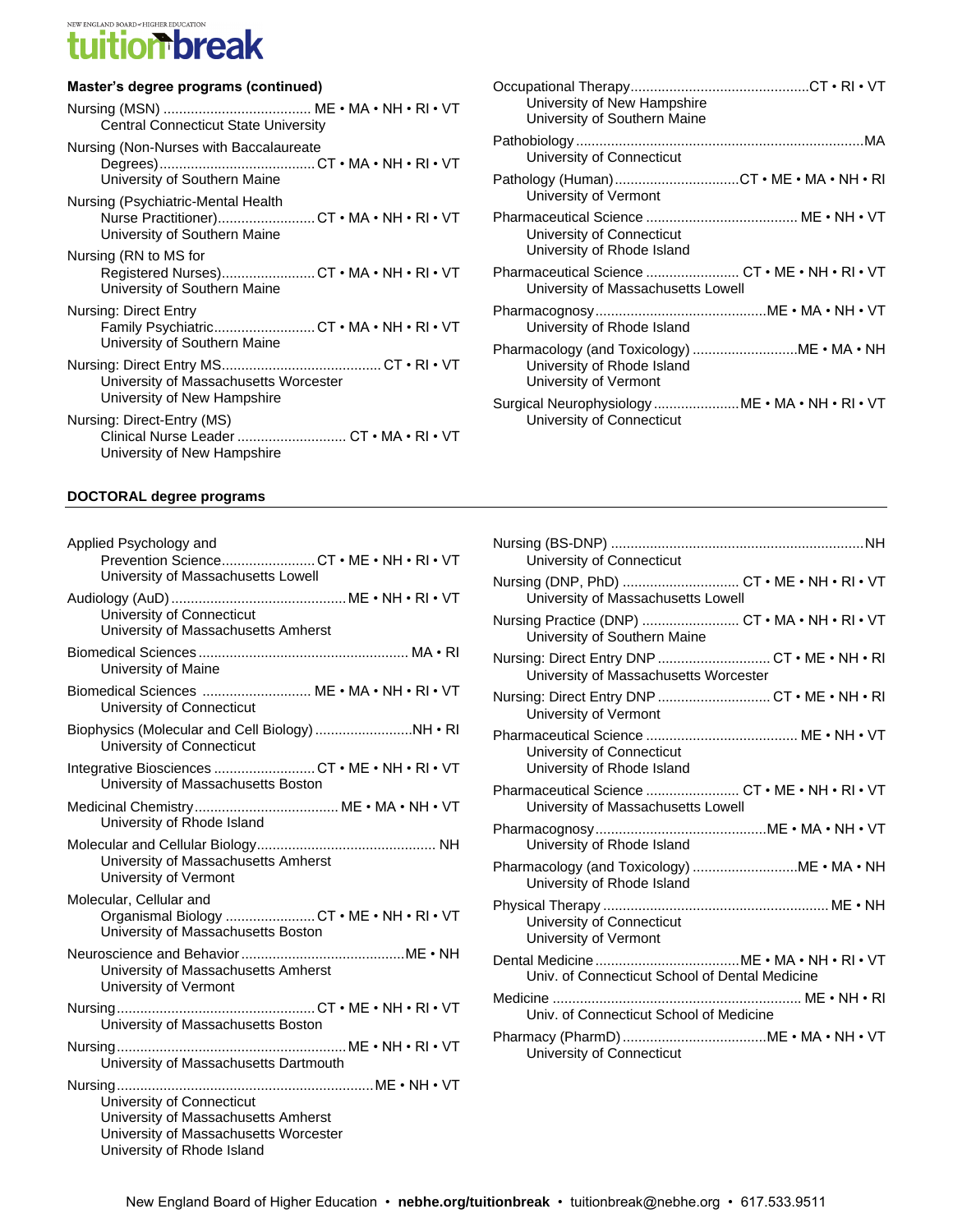### Master's degree programs (continued)

Nursing (MSN) ...................................... ME • MA • NH • RI • VT
  Central Connecticut State University

Nursing (Non-Nurses with Baccalaureate Degrees)........................................ CT • MA • NH • RI • VT
  University of Southern Maine

Nursing (Psychiatric-Mental Health Nurse Practitioner)......................... CT • MA • NH • RI • VT
  University of Southern Maine

Nursing (RN to MS for Registered Nurses)........................ CT • MA • NH • RI • VT
  University of Southern Maine

Nursing: Direct Entry Family Psychiatric.......................... CT • MA • NH • RI • VT
  University of Southern Maine

Nursing: Direct Entry MS......................................... CT • RI • VT
  University of Massachusetts Worcester
  University of New Hampshire

Nursing: Direct-Entry (MS) Clinical Nurse Leader ............................ CT • MA • RI • VT
  University of New Hampshire

Occupational Therapy............................................CT • RI • VT
  University of New Hampshire
  University of Southern Maine

Pathobiology..........................................................................MA
  University of Connecticut

Pathology (Human)................................CT • ME • MA • NH • RI
  University of Vermont

Pharmaceutical Science ...................................... ME • NH • VT
  University of Connecticut
  University of Rhode Island

Pharmaceutical Science ........................ CT • ME • NH • RI • VT
  University of Massachusetts Lowell

Pharmacognosy...........................................ME • MA • NH • VT
  University of Rhode Island

Pharmacology (and Toxicology) ...........................ME • MA • NH
  University of Rhode Island
  University of Vermont

Surgical Neurophysiology ......................ME • MA • NH • RI • VT
  University of Connecticut

### DOCTORAL degree programs

Applied Psychology and Prevention Science........................ CT • ME • NH • RI • VT
  University of Massachusetts Lowell

Audiology (AuD)............................................. ME • NH • RI • VT
  University of Connecticut
  University of Massachusetts Amherst

Biomedical Sciences...................................................... MA • RI
  University of Maine

Biomedical Sciences ............................ ME • MA • NH • RI • VT
  University of Connecticut

Biophysics (Molecular and Cell Biology).........................NH • RI
  University of Connecticut

Integrative Biosciences .......................... CT • ME • NH • RI • VT
  University of Massachusetts Boston

Medicinal Chemistry..................................... ME • MA • NH • VT
  University of Rhode Island

Molecular and Cellular Biology.............................................. NH
  University of Massachusetts Amherst
  University of Vermont

Molecular, Cellular and Organismal Biology ....................... CT • ME • NH • RI • VT
  University of Massachusetts Boston

Neuroscience and Behavior..........................................ME • NH
  University of Massachusetts Amherst
  University of Vermont

Nursing................................................... CT • ME • NH • RI • VT
  University of Massachusetts Boston

Nursing........................................................... ME • NH • RI • VT
  University of Massachusetts Dartmouth

Nursing.................................................................. ME • NH • VT
  University of Connecticut
  University of Massachusetts Amherst
  University of Massachusetts Worcester
  University of Rhode Island

Nursing (BS-DNP) .................................................................NH
  University of Connecticut

Nursing (DNP, PhD) .............................. CT • ME • NH • RI • VT
  University of Massachusetts Lowell

Nursing Practice (DNP) ......................... CT • MA • NH • RI • VT
  University of Southern Maine

Nursing: Direct Entry DNP ............................. CT • ME • NH • RI
  University of Massachusetts Worcester

Nursing: Direct Entry DNP ............................. CT • ME • NH • RI
  University of Vermont

Pharmaceutical Science ...................................... ME • NH • VT
  University of Connecticut
  University of Rhode Island

Pharmaceutical Science ........................ CT • ME • NH • RI • VT
  University of Massachusetts Lowell

Pharmacognosy...........................................ME • MA • NH • VT
  University of Rhode Island

Pharmacology (and Toxicology) ...........................ME • MA • NH
  University of Rhode Island

Physical Therapy .......................................................... ME • NH
  University of Connecticut
  University of Vermont

Dental Medicine .....................................ME • MA • NH • RI • VT
  Univ. of Connecticut School of Dental Medicine

Medicine ................................................................ ME • NH • RI
  Univ. of Connecticut School of Medicine

Pharmacy (PharmD).....................................ME • MA • NH • VT
  University of Connecticut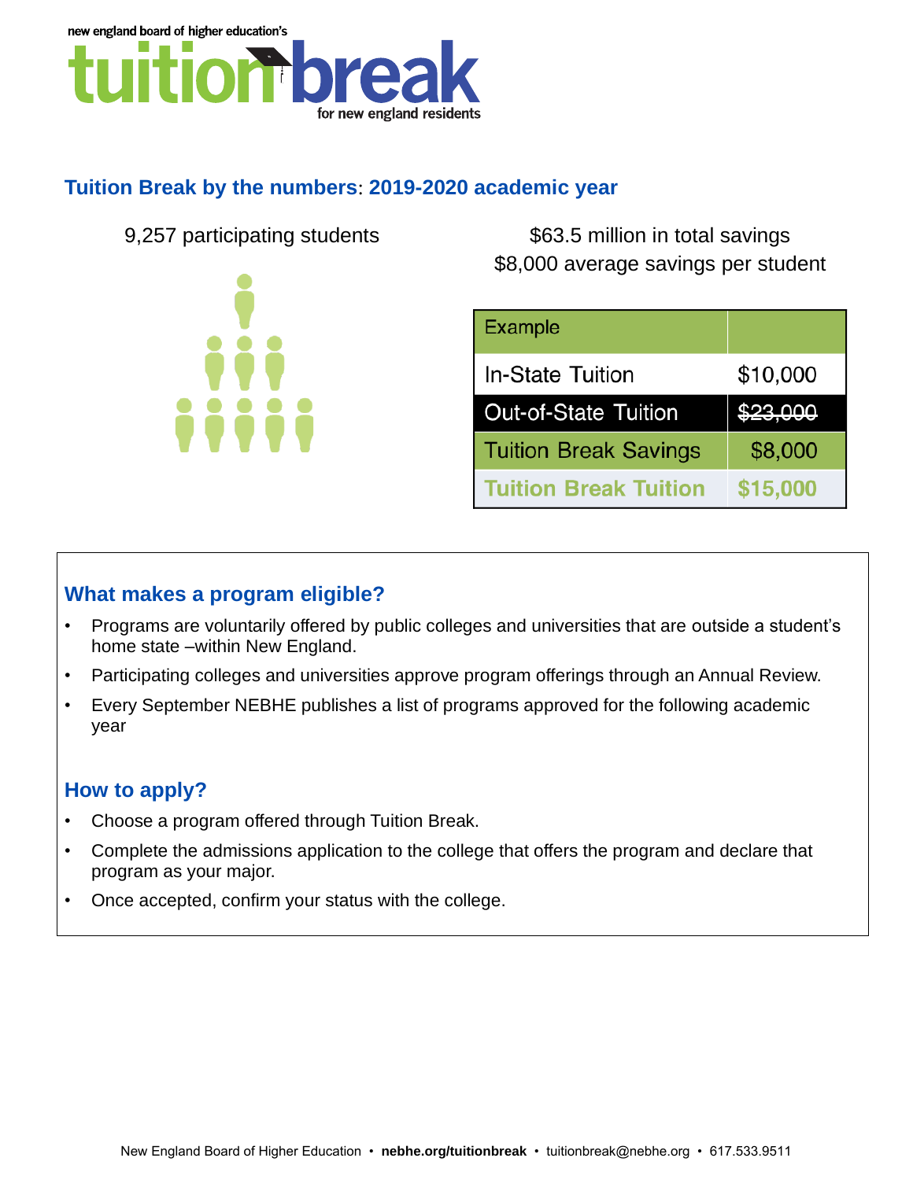new england board of higher education's

# tuition break

for new england residents

## Tuition Break by the numbers: 2019-2020 academic year

9,257 participating students

$63.5 million in total savings
$8,000 average savings per student

| Example | |
|---|---|
| In-State Tuition | $10,000 |
| Out-of-State Tuition | ~~$23,000~~ |
| Tuition Break Savings | $8,000 |
| Tuition Break Tuition | $15,000 |

## What makes a program eligible?

- Programs are voluntarily offered by public colleges and universities that are outside a student's home state –within New England.
- Participating colleges and universities approve program offerings through an Annual Review.
- Every September NEBHE publishes a list of programs approved for the following academic year

## How to apply?

- Choose a program offered through Tuition Break.
- Complete the admissions application to the college that offers the program and declare that program as your major.
- Once accepted, confirm your status with the college.

New England Board of Higher Education • **nebhe.org/tuitionbreak** • tuitionbreak@nebhe.org • 617.533.9511